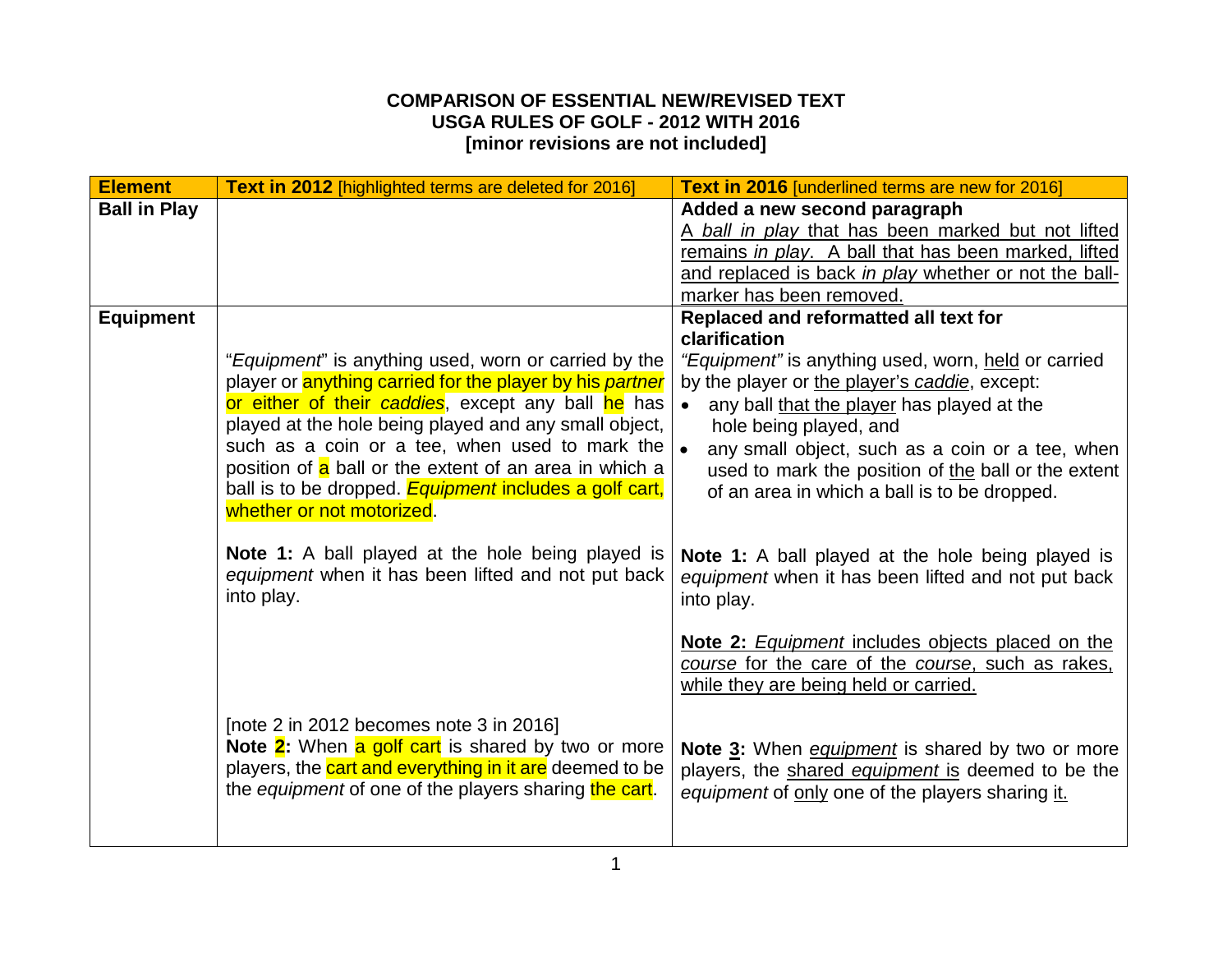**COMPARISON OF ESSENTIAL NEW/REVISED TEXT**
**USGA RULES OF GOLF - 2012 WITH 2016**
**[minor revisions are not included]**

| Element | Text in 2012 [highlighted terms are deleted for 2016] | Text in 2016 [underlined terms are new for 2016] |
|---|---|---|
| **Ball in Play** | | **Added a new second paragraph**<br>A *ball in play* that has been marked but not lifted remains *in play*. A ball that has been marked, lifted and replaced is back *in play* whether or not the ball-marker has been removed. |
| **Equipment** | "*Equipment*" is anything used, worn or carried by the player or anything carried for the player by his *partner* or either of their *caddies*, except any ball he has played at the hole being played and any small object, such as a coin or a tee, when used to mark the position of a ball or the extent of an area in which a ball is to be dropped. *Equipment* includes a golf cart, whether or not motorized.<br><br>**Note 1:** A ball played at the hole being played is *equipment* when it has been lifted and not put back into play.<br><br>[note 2 in 2012 becomes note 3 in 2016]<br>**Note 2:** When a golf cart is shared by two or more players, the cart and everything in it are deemed to be the *equipment* of one of the players sharing the cart. | **Replaced and reformatted all text for clarification**<br>*"Equipment"* is anything used, worn, held or carried by the player or the player's *caddie*, except:<br>• any ball that the player has played at the hole being played, and<br>• any small object, such as a coin or a tee, when used to mark the position of the ball or the extent of an area in which a ball is to be dropped.<br><br>**Note 1:** A ball played at the hole being played is *equipment* when it has been lifted and not put back into play.<br><br>**Note 2:** *Equipment* includes objects placed on the *course* for the care of the *course*, such as rakes, while they are being held or carried.<br><br>**Note 3:** When *equipment* is shared by two or more players, the shared *equipment* is deemed to be the *equipment* of only one of the players sharing it. |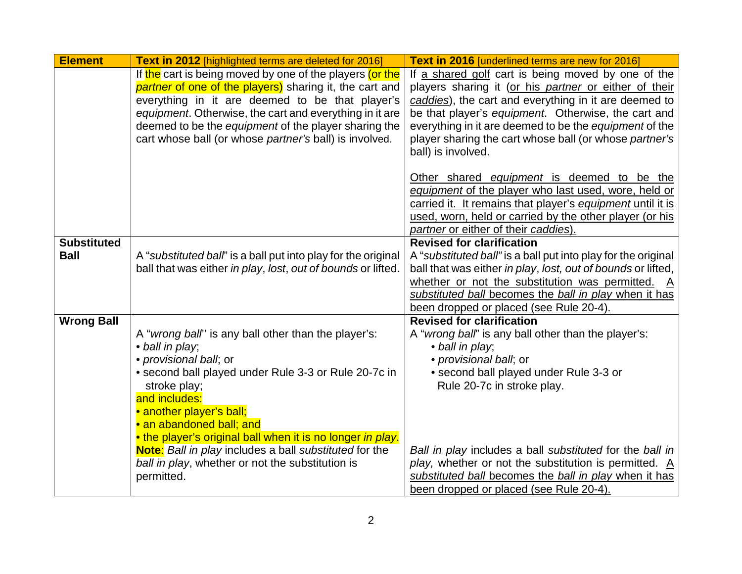| Element | Text in 2012 [highlighted terms are deleted for 2016] | Text in 2016 [underlined terms are new for 2016] |
|---|---|---|
| | If the cart is being moved by one of the players (or the *partner* of one of the players) sharing it, the cart and everything in it are deemed to be that player's *equipment*. Otherwise, the cart and everything in it are deemed to be the *equipment* of the player sharing the cart whose ball (or whose *partner's* ball) is involved. | If a shared golf cart is being moved by one of the players sharing it (or his *partner* or either of their *caddies*), the cart and everything in it are deemed to be that player's *equipment*. Otherwise, the cart and everything in it are deemed to be the *equipment* of the player sharing the cart whose ball (or whose *partner's* ball) is involved.<br><br>Other shared *equipment* is deemed to be the *equipment* of the player who last used, wore, held or carried it. It remains that player's *equipment* until it is used, worn, held or carried by the other player (or his *partner* or either of their *caddies*). |
| **Substituted Ball** | A "*substituted ball*" is a ball put into play for the original ball that was either *in play*, *lost*, *out of bounds* or lifted. | **Revised for clarification**<br>A "*substituted ball"* is a ball put into play for the original ball that was either *in play*, *lost, out of bounds* or lifted, whether or not the substitution was permitted. A *substituted ball* becomes the *ball in play* when it has been dropped or placed (see Rule 20-4). |
| **Wrong Ball** | A "*wrong ball*" is any ball other than the player's:<br>• *ball in play*;<br>• *provisional ball*; or<br>• second ball played under Rule 3-3 or Rule 20-7c in stroke play;<br>and includes:<br>• another player's ball;<br>• an abandoned ball; and<br>• the player's original ball when it is no longer *in play*.<br>**Note**: *Ball in play* includes a ball *substituted* for the *ball in play*, whether or not the substitution is permitted. | **Revised for clarification**<br>A "*wrong ball*" is any ball other than the player's:<br>• *ball in play*;<br>• *provisional ball*; or<br>• second ball played under Rule 3-3 or Rule 20-7c in stroke play.<br><br>*Ball in play* includes a ball *substituted* for the *ball in play,* whether or not the substitution is permitted. A *substituted ball* becomes the *ball in play* when it has been dropped or placed (see Rule 20-4). |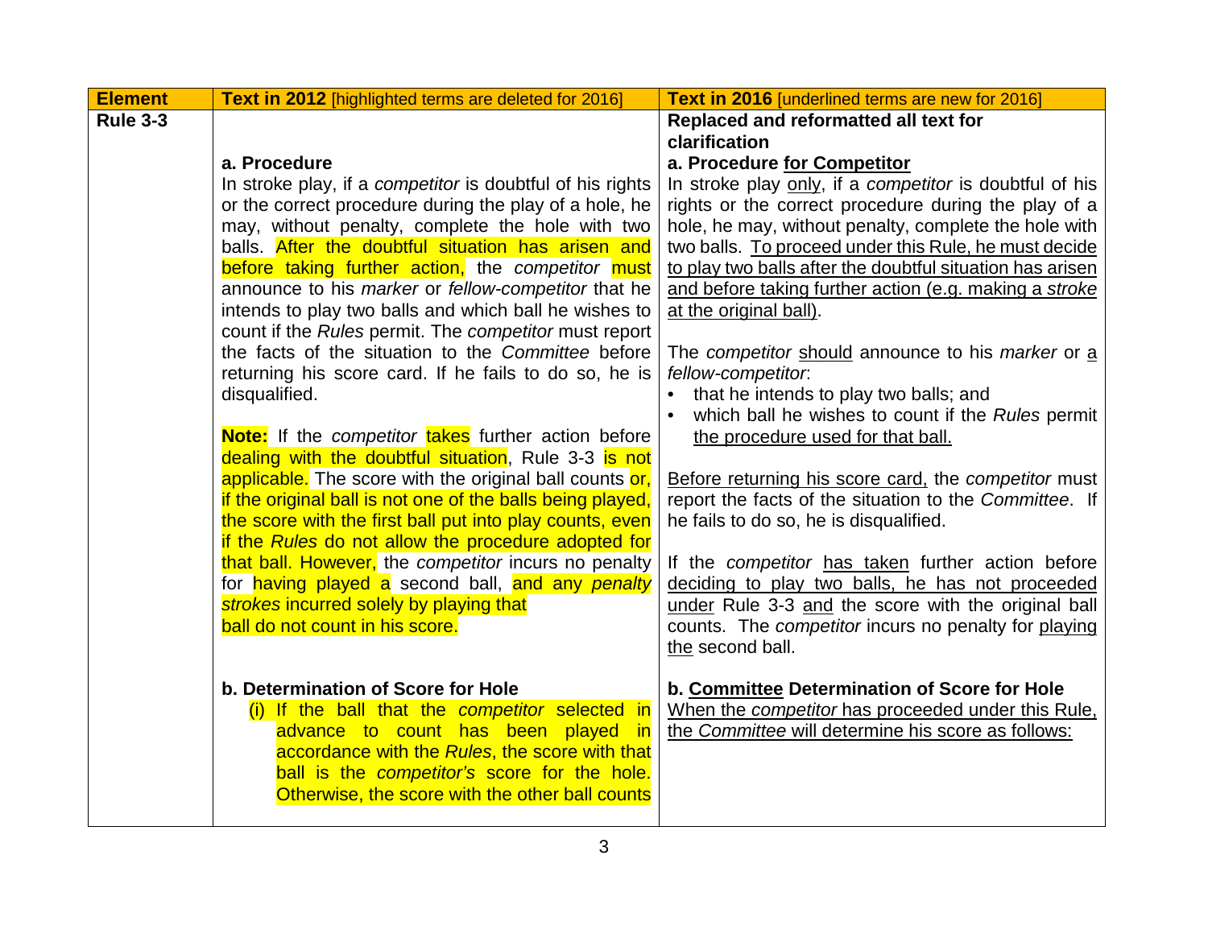| Element | Text in 2012 [highlighted terms are deleted for 2016] | Text in 2016 [underlined terms are new for 2016] |
|---|---|---|
| **Rule 3-3** | **a. Procedure**<br>In stroke play, if a *competitor* is doubtful of his rights or the correct procedure during the play of a hole, he may, without penalty, complete the hole with two balls. After the doubtful situation has arisen and before taking further action, the *competitor* must announce to his *marker* or *fellow-competitor* that he intends to play two balls and which ball he wishes to count if the *Rules* permit. The *competitor* must report the facts of the situation to the *Committee* before returning his score card. If he fails to do so, he is disqualified.<br><br>**Note:** If the *competitor* takes further action before dealing with the doubtful situation, Rule 3-3 is not applicable. The score with the original ball counts or, if the original ball is not one of the balls being played, the score with the first ball put into play counts, even if the *Rules* do not allow the procedure adopted for that ball. However, the *competitor* incurs no penalty for having played a second ball, and any *penalty strokes* incurred solely by playing that ball do not count in his score.<br><br>**b. Determination of Score for Hole**<br>(i) If the ball that the *competitor* selected in advance to count has been played in accordance with the *Rules*, the score with that ball is the *competitor's* score for the hole. Otherwise, the score with the other ball counts | **Replaced and reformatted all text for clarification**<br>**a. Procedure for Competitor**<br>In stroke play only, if a *competitor* is doubtful of his rights or the correct procedure during the play of a hole, he may, without penalty, complete the hole with two balls. To proceed under this Rule, he must decide to play two balls after the doubtful situation has arisen and before taking further action (e.g. making a *stroke* at the original ball).<br><br>The *competitor* should announce to his *marker* or a *fellow-competitor*:<br>• that he intends to play two balls; and<br>• which ball he wishes to count if the *Rules* permit the procedure used for that ball.<br><br>Before returning his score card, the *competitor* must report the facts of the situation to the *Committee*. If he fails to do so, he is disqualified.<br><br>If the *competitor* has taken further action before deciding to play two balls, he has not proceeded under Rule 3-3 and the score with the original ball counts. The *competitor* incurs no penalty for playing the second ball.<br><br>**b. Committee Determination of Score for Hole**<br>When the *competitor* has proceeded under this Rule, the *Committee* will determine his score as follows: |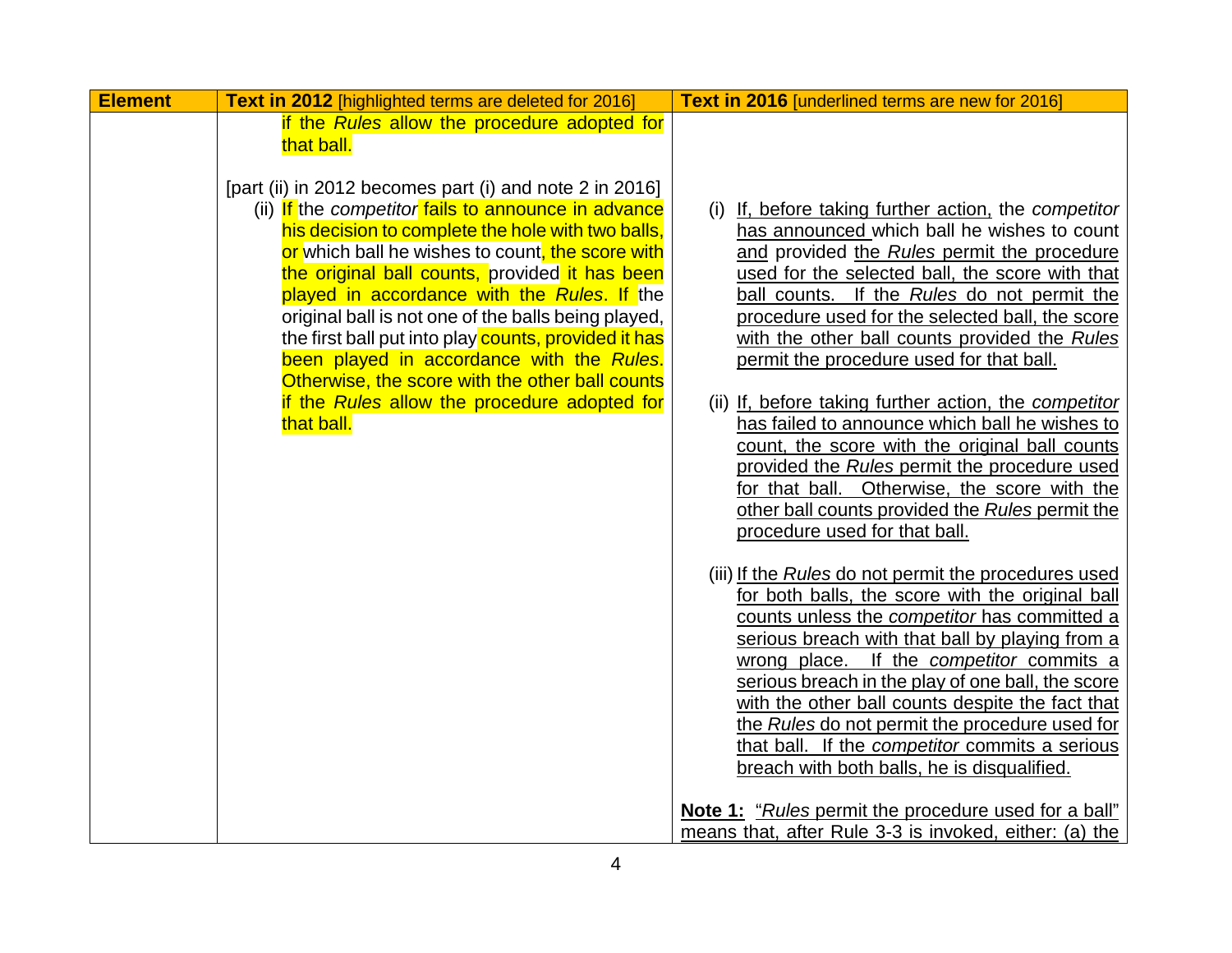| Element | Text in 2012 [highlighted terms are deleted for 2016] | Text in 2016 [underlined terms are new for 2016] |
|---|---|---|
| | if the *Rules* allow the procedure adopted for that ball.<br><br>[part (ii) in 2012 becomes part (i) and note 2 in 2016]<br>(ii) If the *competitor* fails to announce in advance his decision to complete the hole with two balls, or which ball he wishes to count, the score with the original ball counts, provided it has been played in accordance with the *Rules*. If the original ball is not one of the balls being played, the first ball put into play counts, provided it has been played in accordance with the *Rules*. Otherwise, the score with the other ball counts if the *Rules* allow the procedure adopted for that ball. | (i) If, before taking further action, the *competitor* has announced which ball he wishes to count and provided the *Rules* permit the procedure used for the selected ball, the score with that ball counts. If the *Rules* do not permit the procedure used for the selected ball, the score with the other ball counts provided the *Rules* permit the procedure used for that ball.<br><br>(ii) If, before taking further action, the *competitor* has failed to announce which ball he wishes to count, the score with the original ball counts provided the *Rules* permit the procedure used for that ball. Otherwise, the score with the other ball counts provided the *Rules* permit the procedure used for that ball.<br><br>(iii) If the *Rules* do not permit the procedures used for both balls, the score with the original ball counts unless the *competitor* has committed a serious breach with that ball by playing from a wrong place. If the *competitor* commits a serious breach in the play of one ball, the score with the other ball counts despite the fact that the *Rules* do not permit the procedure used for that ball. If the *competitor* commits a serious breach with both balls, he is disqualified.<br><br>**Note 1:** "*Rules* permit the procedure used for a ball" means that, after Rule 3-3 is invoked, either: (a) the |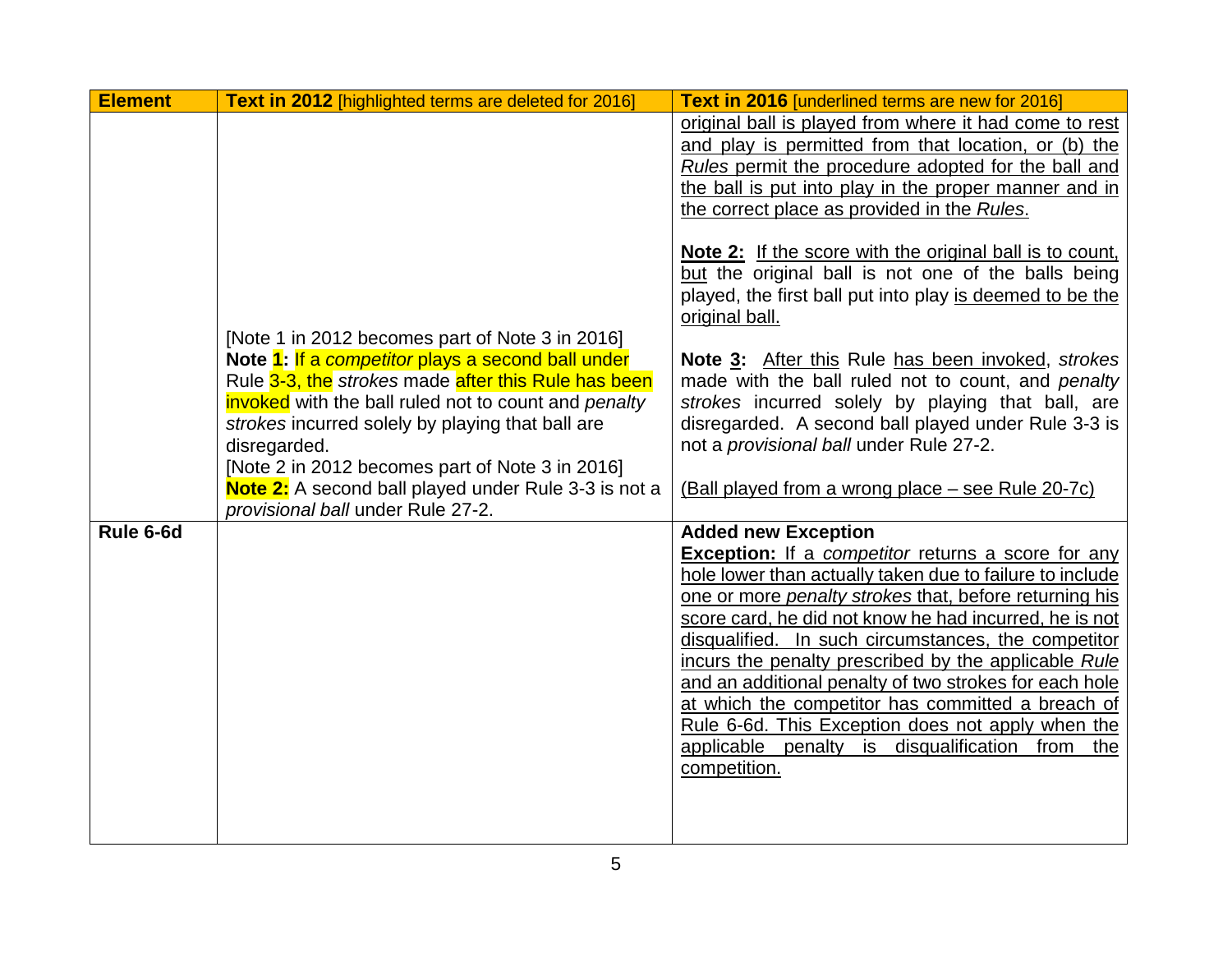| Element | Text in 2012 [highlighted terms are deleted for 2016] | Text in 2016 [underlined terms are new for 2016] |
|---|---|---|
| | [Note 1 in 2012 becomes part of Note 3 in 2016] **Note 1:** If a *competitor* plays a second ball under Rule 3-3, the *strokes* made after this Rule has been invoked with the ball ruled not to count and *penalty strokes* incurred solely by playing that ball are disregarded. [Note 2 in 2012 becomes part of Note 3 in 2016] **Note 2:** A second ball played under Rule 3-3 is not a *provisional ball* under Rule 27-2. | original ball is played from where it had come to rest and play is permitted from that location, or (b) the *Rules* permit the procedure adopted for the ball and the ball is put into play in the proper manner and in the correct place as provided in the *Rules*. **Note 2:** If the score with the original ball is to count, but the original ball is not one of the balls being played, the first ball put into play is deemed to be the original ball. **Note 3:** After this Rule has been invoked, *strokes* made with the ball ruled not to count, and *penalty strokes* incurred solely by playing that ball, are disregarded. A second ball played under Rule 3-3 is not a *provisional ball* under Rule 27-2. (Ball played from a wrong place – see Rule 20-7c) |
| **Rule 6-6d** | | **Added new Exception** **Exception:** If a *competitor* returns a score for any hole lower than actually taken due to failure to include one or more *penalty strokes* that, before returning his score card, he did not know he had incurred, he is not disqualified. In such circumstances, the competitor incurs the penalty prescribed by the applicable *Rule* and an additional penalty of two strokes for each hole at which the competitor has committed a breach of Rule 6-6d. This Exception does not apply when the applicable penalty is disqualification from the competition. |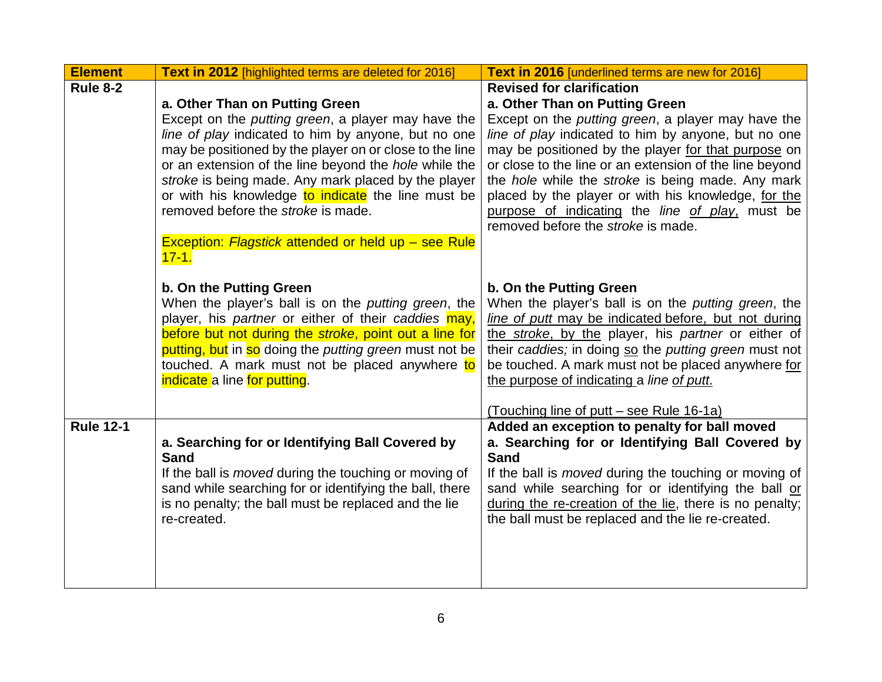| Element | Text in 2012 [highlighted terms are deleted for 2016] | Text in 2016 [underlined terms are new for 2016] |
|---|---|---|
| **Rule 8-2** | **a. Other Than on Putting Green**<br>Except on the *putting green*, a player may have the *line of play* indicated to him by anyone, but no one may be positioned by the player on or close to the line or an extension of the line beyond the *hole* while the *stroke* is being made. Any mark placed by the player or with his knowledge to indicate the line must be removed before the *stroke* is made.<br><br>Exception: *Flagstick* attended or held up – see Rule 17-1.<br><br>**b. On the Putting Green**<br>When the player's ball is on the *putting green*, the player, his *partner* or either of their *caddies* may, before but not during the *stroke*, point out a line for putting, but in so doing the *putting green* must not be touched. A mark must not be placed anywhere to indicate a line for putting. | **Revised for clarification**<br>**a. Other Than on Putting Green**<br>Except on the *putting green*, a player may have the *line of play* indicated to him by anyone, but no one may be positioned by the player for that purpose on or close to the line or an extension of the line beyond the *hole* while the *stroke* is being made. Any mark placed by the player or with his knowledge, for the purpose of indicating the *line of play*, must be removed before the *stroke* is made.<br><br>**b. On the Putting Green**<br>When the player's ball is on the *putting green*, the *line of putt* may be indicated before, but not during the *stroke*, by the player, his *partner* or either of their *caddies;* in doing so the *putting green* must not be touched. A mark must not be placed anywhere for the purpose of indicating a *line of putt.*<br><br>(Touching line of putt – see Rule 16-1a) |
| **Rule 12-1** | **a. Searching for or Identifying Ball Covered by Sand**<br>If the ball is *moved* during the touching or moving of sand while searching for or identifying the ball, there is no penalty; the ball must be replaced and the lie re-created. | **Added an exception to penalty for ball moved**<br>**a. Searching for or Identifying Ball Covered by Sand**<br>If the ball is *moved* during the touching or moving of sand while searching for or identifying the ball or during the re-creation of the lie, there is no penalty; the ball must be replaced and the lie re-created. |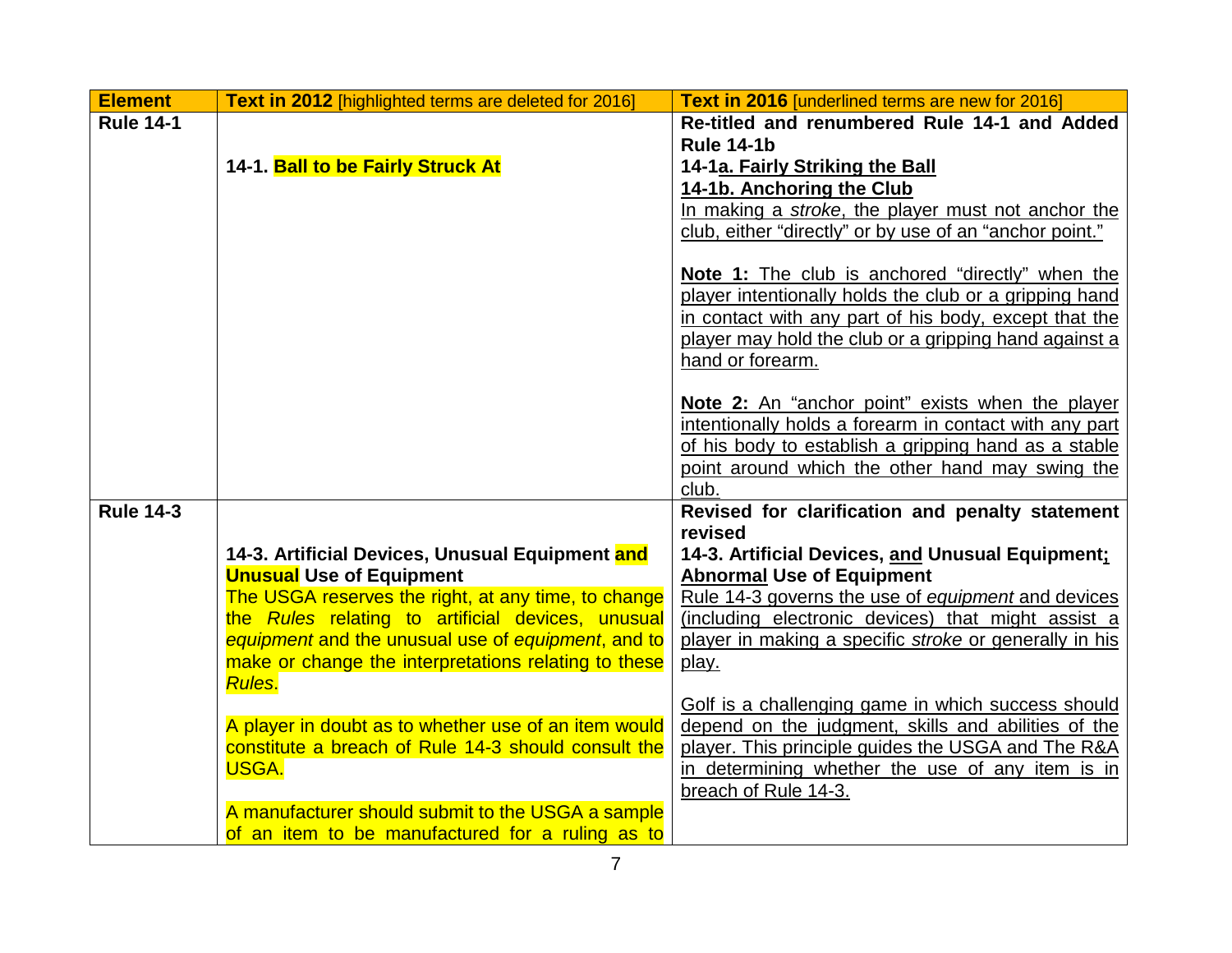| Element | Text in 2012 [highlighted terms are deleted for 2016] | Text in 2016 [underlined terms are new for 2016] |
|---|---|---|
| Rule 14-1 | **14-1. Ball to be Fairly Struck At** | **Re-titled and renumbered Rule 14-1 and Added Rule 14-1b**<br>**14-1a. Fairly Striking the Ball**<br>**14-1b. Anchoring the Club**<br>In making a *stroke*, the player must not anchor the club, either "directly" or by use of an "anchor point."<br><br>**Note 1:** The club is anchored "directly" when the player intentionally holds the club or a gripping hand in contact with any part of his body, except that the player may hold the club or a gripping hand against a hand or forearm.<br><br>**Note 2:** An "anchor point" exists when the player intentionally holds a forearm in contact with any part of his body to establish a gripping hand as a stable point around which the other hand may swing the club. |
| Rule 14-3 | **14-3. Artificial Devices, Unusual Equipment and Unusual Use of Equipment**<br>The USGA reserves the right, at any time, to change the *Rules* relating to artificial devices, unusual *equipment* and the unusual use of *equipment*, and to make or change the interpretations relating to these *Rules*.<br><br>A player in doubt as to whether use of an item would constitute a breach of Rule 14-3 should consult the USGA.<br><br>A manufacturer should submit to the USGA a sample of an item to be manufactured for a ruling as to | **Revised for clarification and penalty statement revised**<br>**14-3. Artificial Devices, and Unusual Equipment; Abnormal Use of Equipment**<br>Rule 14-3 governs the use of *equipment* and devices (including electronic devices) that might assist a player in making a specific *stroke* or generally in his play.<br><br>Golf is a challenging game in which success should depend on the judgment, skills and abilities of the player. This principle guides the USGA and The R&A in determining whether the use of any item is in breach of Rule 14-3. |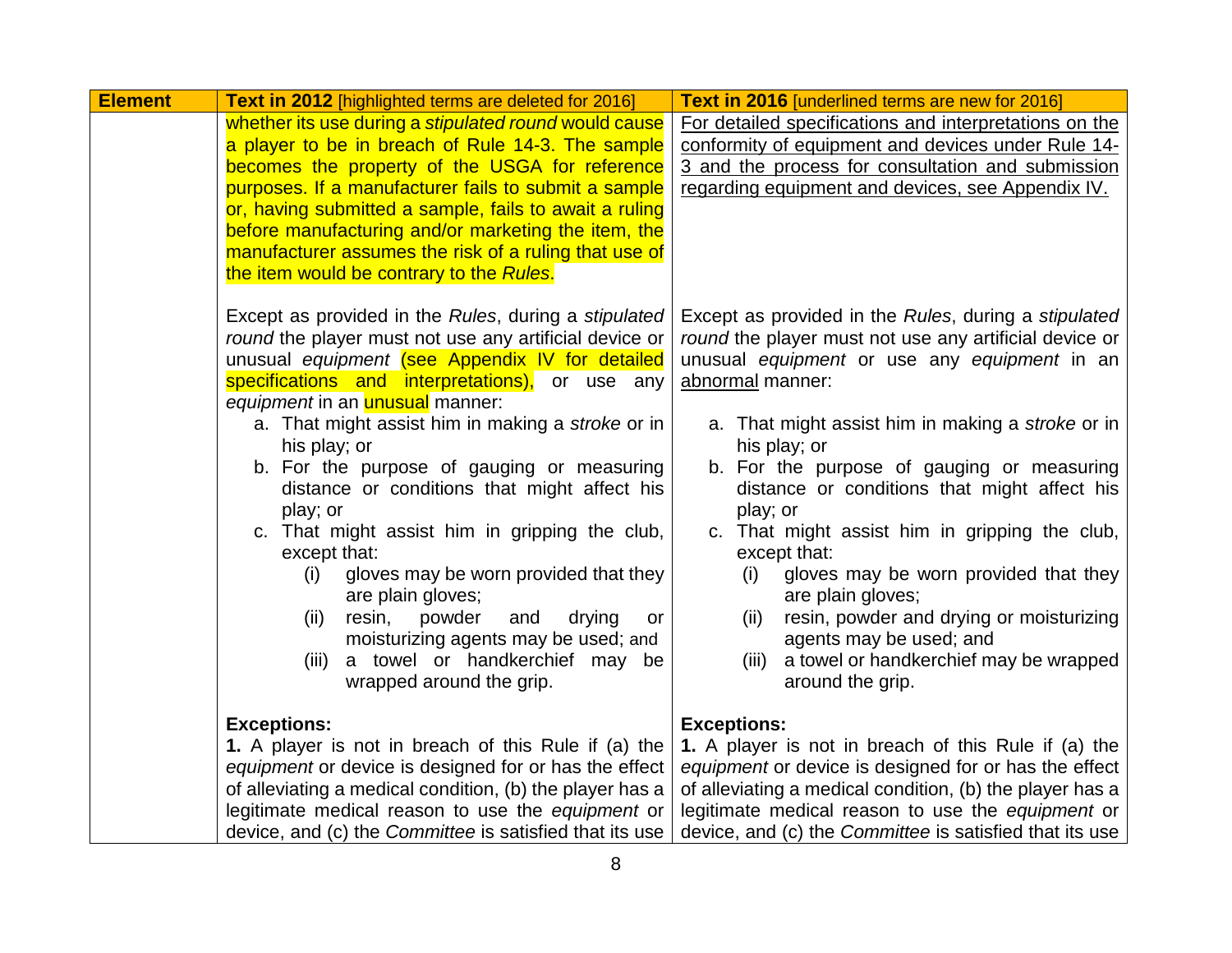| Element | Text in 2012 [highlighted terms are deleted for 2016] | Text in 2016 [underlined terms are new for 2016] |
|---|---|---|
| | whether its use during a *stipulated round* would cause a player to be in breach of Rule 14-3. The sample becomes the property of the USGA for reference purposes. If a manufacturer fails to submit a sample or, having submitted a sample, fails to await a ruling before manufacturing and/or marketing the item, the manufacturer assumes the risk of a ruling that use of the item would be contrary to the *Rules*.<br><br>Except as provided in the *Rules*, during a *stipulated round* the player must not use any artificial device or unusual *equipment* (see Appendix IV for detailed specifications and interpretations), or use any *equipment* in an unusual manner:<br>a. That might assist him in making a *stroke* or in his play; or<br>b. For the purpose of gauging or measuring distance or conditions that might affect his play; or<br>c. That might assist him in gripping the club, except that:<br>(i) gloves may be worn provided that they are plain gloves;<br>(ii) resin, powder and drying or moisturizing agents may be used; and<br>(iii) a towel or handkerchief may be wrapped around the grip.<br><br>**Exceptions:**<br>**1.** A player is not in breach of this Rule if (a) the *equipment* or device is designed for or has the effect of alleviating a medical condition, (b) the player has a legitimate medical reason to use the *equipment* or device, and (c) the *Committee* is satisfied that its use | <u>For detailed specifications and interpretations on the conformity of equipment and devices under Rule 14-3 and the process for consultation and submission regarding equipment and devices, see Appendix IV.</u><br><br>Except as provided in the *Rules*, during a *stipulated round* the player must not use any artificial device or unusual *equipment* or use any *equipment* in an <u>abnormal</u> manner:<br>a. That might assist him in making a *stroke* or in his play; or<br>b. For the purpose of gauging or measuring distance or conditions that might affect his play; or<br>c. That might assist him in gripping the club, except that:<br>(i) gloves may be worn provided that they are plain gloves;<br>(ii) resin, powder and drying or moisturizing agents may be used; and<br>(iii) a towel or handkerchief may be wrapped around the grip.<br><br>**Exceptions:**<br>**1.** A player is not in breach of this Rule if (a) the *equipment* or device is designed for or has the effect of alleviating a medical condition, (b) the player has a legitimate medical reason to use the *equipment* or device, and (c) the *Committee* is satisfied that its use |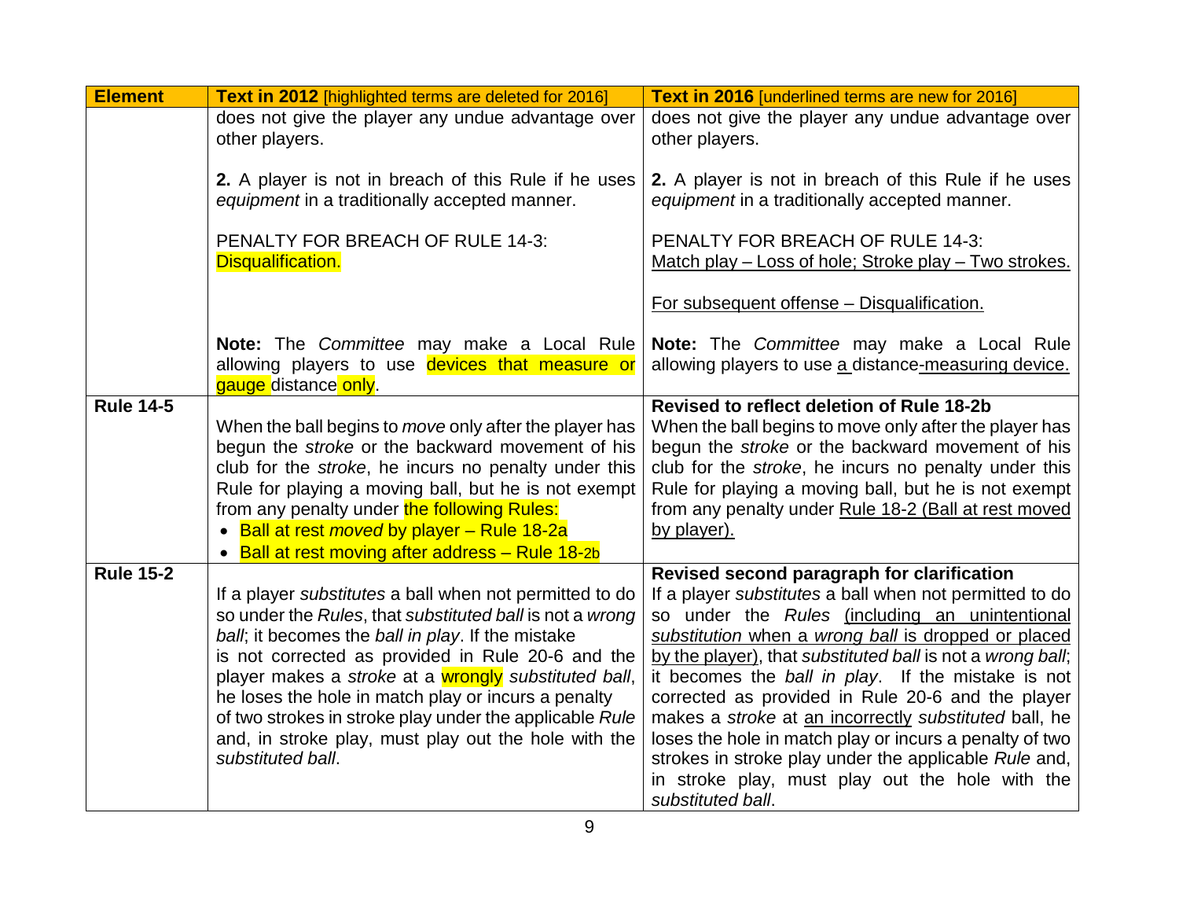| Element | Text in 2012 [highlighted terms are deleted for 2016] | Text in 2016 [underlined terms are new for 2016] |
|---|---|---|
| | does not give the player any undue advantage over other players.<br><br>**2.** A player is not in breach of this Rule if he uses *equipment* in a traditionally accepted manner.<br><br>PENALTY FOR BREACH OF RULE 14-3:<br>Disqualification.<br><br>**Note:** The *Committee* may make a Local Rule allowing players to use devices that measure or gauge distance only. | does not give the player any undue advantage over other players.<br><br>**2.** A player is not in breach of this Rule if he uses *equipment* in a traditionally accepted manner.<br><br>PENALTY FOR BREACH OF RULE 14-3:<br>Match play – Loss of hole; Stroke play – Two strokes.<br><br>For subsequent offense – Disqualification.<br><br>**Note:** The *Committee* may make a Local Rule allowing players to use a distance-measuring device. |
| **Rule 14-5** | When the ball begins to *move* only after the player has begun the *stroke* or the backward movement of his club for the *stroke*, he incurs no penalty under this Rule for playing a moving ball, but he is not exempt from any penalty under the following Rules:<br>• Ball at rest *moved* by player – Rule 18-2a<br>• Ball at rest moving after address – Rule 18-2b | **Revised to reflect deletion of Rule 18-2b**<br>When the ball begins to move only after the player has begun the *stroke* or the backward movement of his club for the *stroke*, he incurs no penalty under this Rule for playing a moving ball, but he is not exempt from any penalty under Rule 18-2 (Ball at rest moved by player). |
| **Rule 15-2** | If a player *substitutes* a ball when not permitted to do so under the *Rules*, that *substituted ball* is not a *wrong ball*; it becomes the *ball in play*. If the mistake is not corrected as provided in Rule 20-6 and the player makes a *stroke* at a wrongly *substituted ball*, he loses the hole in match play or incurs a penalty of two strokes in stroke play under the applicable *Rule* and, in stroke play, must play out the hole with the *substituted ball*. | **Revised second paragraph for clarification**<br>If a player *substitutes* a ball when not permitted to do so under the *Rules* (including an unintentional *substitution* when a *wrong ball* is dropped or placed by the player), that *substituted ball* is not a *wrong ball*; it becomes the *ball in play*. If the mistake is not corrected as provided in Rule 20-6 and the player makes a *stroke* at an incorrectly *substituted* ball, he loses the hole in match play or incurs a penalty of two strokes in stroke play under the applicable *Rule* and, in stroke play, must play out the hole with the *substituted ball*. |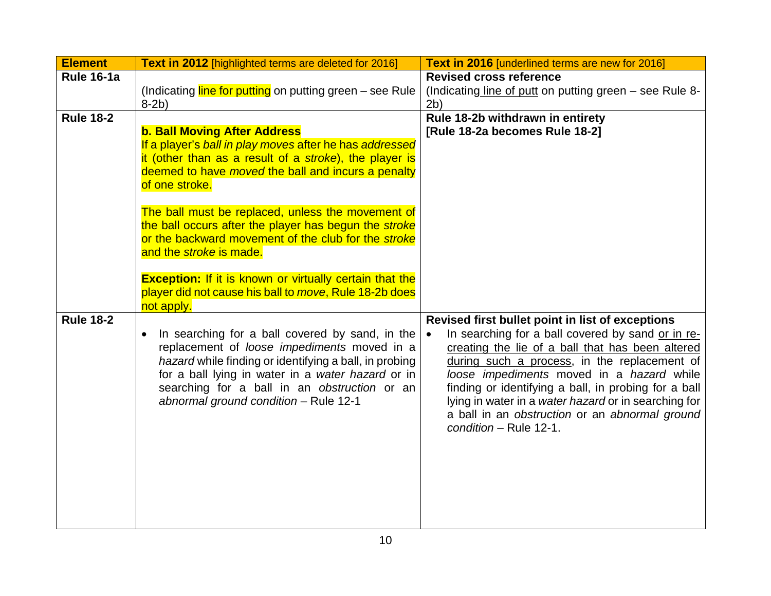| Element | Text in 2012 [highlighted terms are deleted for 2016] | Text in 2016 [underlined terms are new for 2016] |
|---|---|---|
| **Rule 16-1a** | (Indicating line for putting on putting green – see Rule 8-2b) | **Revised cross reference**<br>(Indicating line of putt on putting green – see Rule 8-2b) |
| **Rule 18-2** | **b. Ball Moving After Address**<br>If a player's *ball in play moves* after he has *addressed* it (other than as a result of a *stroke*), the player is deemed to have *moved* the ball and incurs a penalty of one stroke.<br><br>The ball must be replaced, unless the movement of the ball occurs after the player has begun the *stroke* or the backward movement of the club for the *stroke* and the *stroke* is made.<br><br>**Exception:** If it is known or virtually certain that the player did not cause his ball to *move*, Rule 18-2b does not apply. | **Rule 18-2b withdrawn in entirety**<br>**[Rule 18-2a becomes Rule 18-2]** |
| **Rule 18-2** | • In searching for a ball covered by sand, in the replacement of *loose impediments* moved in a *hazard* while finding or identifying a ball, in probing for a ball lying in water in a *water hazard* or in searching for a ball in an *obstruction* or an *abnormal ground condition* – Rule 12-1 | **Revised first bullet point in list of exceptions**<br>• In searching for a ball covered by sand or in re-creating the lie of a ball that has been altered during such a process, in the replacement of *loose impediments* moved in a *hazard* while finding or identifying a ball, in probing for a ball lying in water in a *water hazard* or in searching for a ball in an *obstruction* or an *abnormal ground condition* – Rule 12-1. |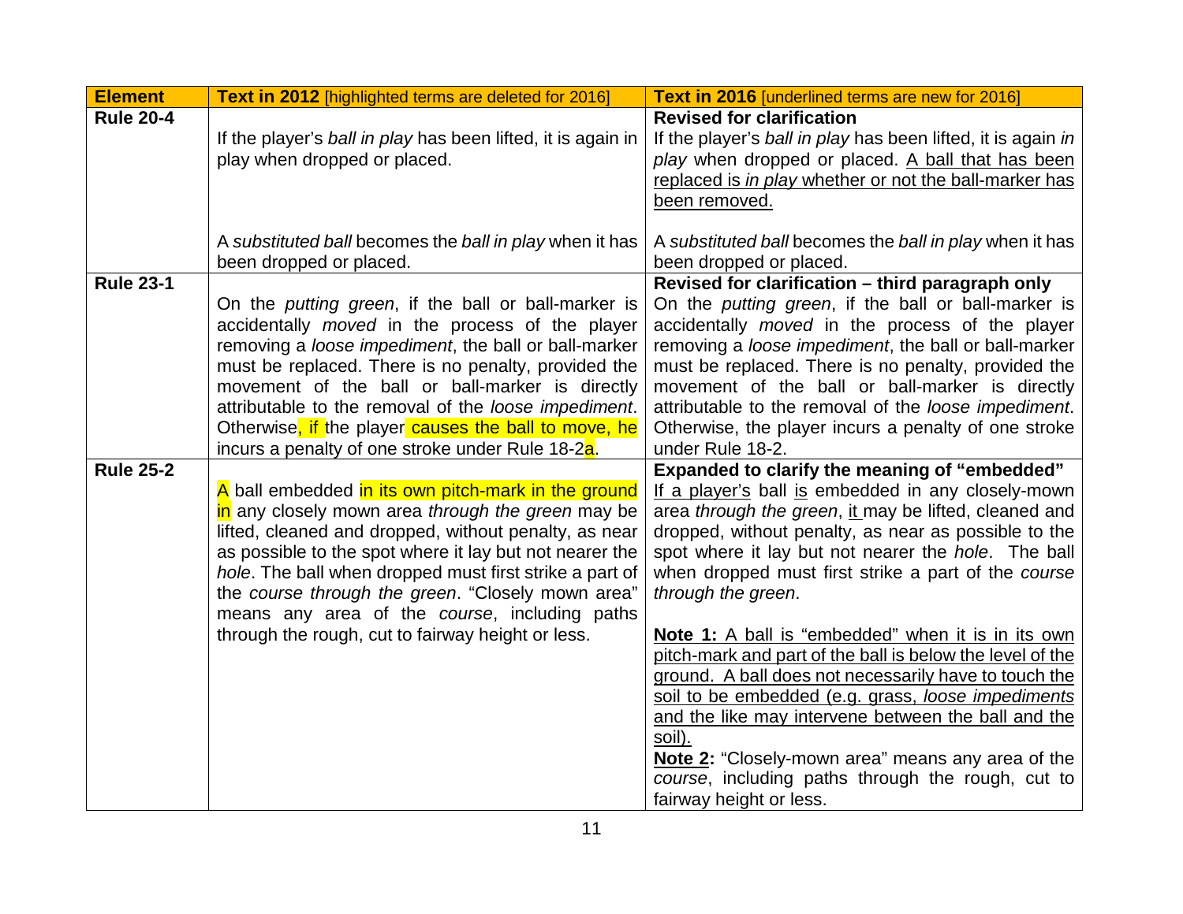| Element | Text in 2012 [highlighted terms are deleted for 2016] | Text in 2016 [underlined terms are new for 2016] |
|---|---|---|
| **Rule 20-4** | If the player's *ball in play* has been lifted, it is again in play when dropped or placed.<br><br>A *substituted ball* becomes the *ball in play* when it has been dropped or placed. | **Revised for clarification**<br>If the player's *ball in play* has been lifted, it is again *in play* when dropped or placed. <u>A ball that has been replaced is *in play* whether or not the ball-marker has been removed.</u><br><br>A *substituted ball* becomes the *ball in play* when it has been dropped or placed. |
| **Rule 23-1** | On the *putting green*, if the ball or ball-marker is accidentally *moved* in the process of the player removing a *loose impediment*, the ball or ball-marker must be replaced. There is no penalty, provided the movement of the ball or ball-marker is directly attributable to the removal of the *loose impediment*. Otherwise, if the player causes the ball to move, he incurs a penalty of one stroke under Rule 18-2a. | **Revised for clarification – third paragraph only**<br>On the *putting green*, if the ball or ball-marker is accidentally *moved* in the process of the player removing a *loose impediment*, the ball or ball-marker must be replaced. There is no penalty, provided the movement of the ball or ball-marker is directly attributable to the removal of the *loose impediment*. Otherwise, the player incurs a penalty of one stroke under Rule 18-2. |
| **Rule 25-2** | A ball embedded in its own pitch-mark in the ground in any closely mown area *through the green* may be lifted, cleaned and dropped, without penalty, as near as possible to the spot where it lay but not nearer the *hole*. The ball when dropped must first strike a part of the *course through the green*. "Closely mown area" means any area of the *course*, including paths through the rough, cut to fairway height or less. | **Expanded to clarify the meaning of "embedded"**<br><u>If a player's</u> ball <u>is</u> embedded in any closely-mown area *through the green*, <u>it</u> may be lifted, cleaned and dropped, without penalty, as near as possible to the spot where it lay but not nearer the *hole*. The ball when dropped must first strike a part of the *course through the green*.<br><br><u>**Note 1:** A ball is "embedded" when it is in its own pitch-mark and part of the ball is below the level of the ground. A ball does not necessarily have to touch the soil to be embedded (e.g. grass, *loose impediments* and the like may intervene between the ball and the soil).</u><br><u>**Note 2**</u>**:** "Closely-mown area" means any area of the *course*, including paths through the rough, cut to fairway height or less. |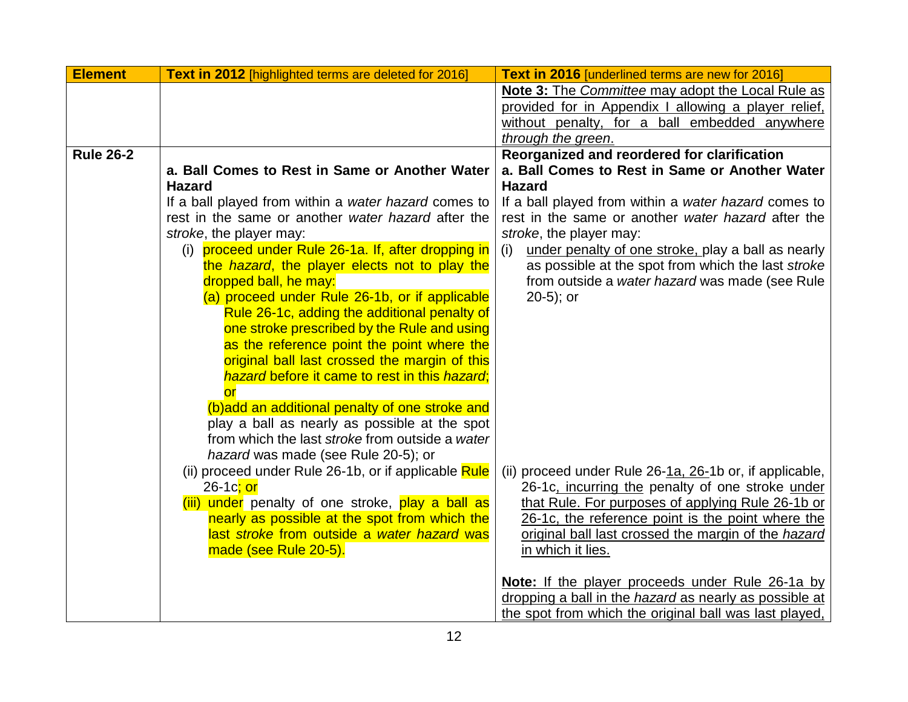| Element | Text in 2012 [highlighted terms are deleted for 2016] | Text in 2016 [underlined terms are new for 2016] |
|---|---|---|
| | | **Note 3:** The *Committee* may adopt the Local Rule as provided for in Appendix I allowing a player relief, without penalty, for a ball embedded anywhere *through the green*. |
| **Rule 26-2** | **a. Ball Comes to Rest in Same or Another Water Hazard**<br>If a ball played from within a *water hazard* comes to rest in the same or another *water hazard* after the *stroke*, the player may:<br>(i) proceed under Rule 26-1a. If, after dropping in the *hazard*, the player elects not to play the dropped ball, he may:<br>(a) proceed under Rule 26-1b, or if applicable Rule 26-1c, adding the additional penalty of one stroke prescribed by the Rule and using as the reference point the point where the original ball last crossed the margin of this *hazard* before it came to rest in this *hazard*; or<br>(b)add an additional penalty of one stroke and play a ball as nearly as possible at the spot from which the last *stroke* from outside a *water hazard* was made (see Rule 20-5); or<br>(ii) proceed under Rule 26-1b, or if applicable Rule 26-1c; or<br>(iii) under penalty of one stroke, play a ball as nearly as possible at the spot from which the last *stroke* from outside a *water hazard* was made (see Rule 20-5). | **Reorganized and reordered for clarification**<br>**a. Ball Comes to Rest in Same or Another Water Hazard**<br>If a ball played from within a *water hazard* comes to rest in the same or another *water hazard* after the *stroke*, the player may:<br>(i) under penalty of one stroke, play a ball as nearly as possible at the spot from which the last *stroke* from outside a *water hazard* was made (see Rule 20-5); or<br>(ii) proceed under Rule 26-1a, 26-1b or, if applicable, 26-1c, incurring the penalty of one stroke under that Rule. For purposes of applying Rule 26-1b or 26-1c, the reference point is the point where the original ball last crossed the margin of the *hazard* in which it lies.<br><br>**Note:** If the player proceeds under Rule 26-1a by dropping a ball in the *hazard* as nearly as possible at the spot from which the original ball was last played, |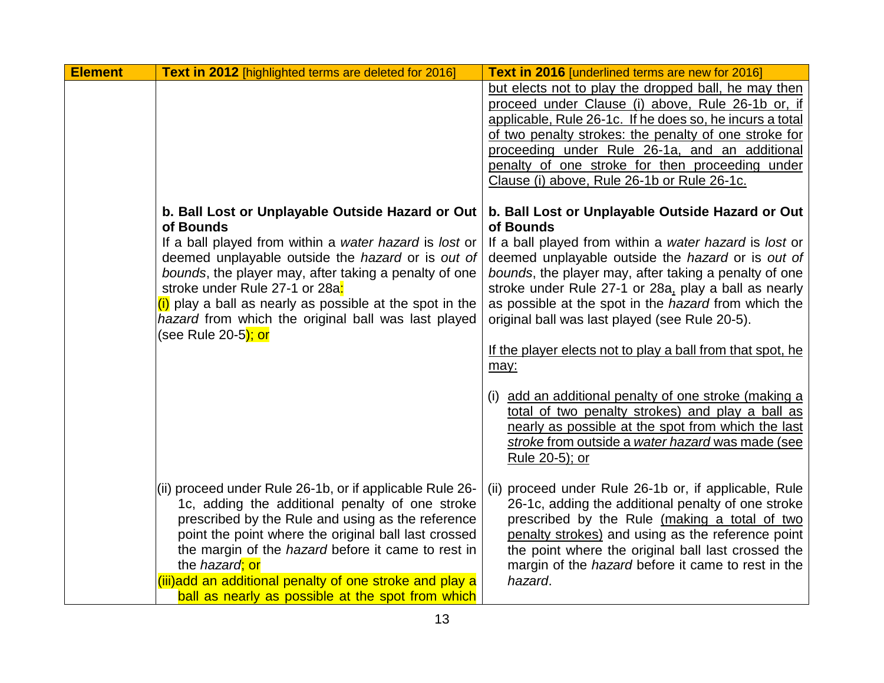| **Element** | **Text in 2012** [highlighted terms are deleted for 2016] | **Text in 2016** [underlined terms are new for 2016] |
|---|---|---|
| | | <u>but elects not to play the dropped ball, he may then proceed under Clause (i) above, Rule 26-1b or, if applicable, Rule 26-1c. If he does so, he incurs a total of two penalty strokes: the penalty of one stroke for proceeding under Rule 26-1a, and an additional penalty of one stroke for then proceeding under Clause (i) above, Rule 26-1b or Rule 26-1c.</u> |
| | **b. Ball Lost or Unplayable Outside Hazard or Out of Bounds**<br>If a ball played from within a *water hazard* is *lost* or deemed unplayable outside the *hazard* or is *out of bounds*, the player may, after taking a penalty of one stroke under Rule 27-1 or 28a:<br>(i) play a ball as nearly as possible at the spot in the *hazard* from which the original ball was last played (see Rule 20-5); or | **b. Ball Lost or Unplayable Outside Hazard or Out of Bounds**<br>If a ball played from within a *water hazard* is *lost* or deemed unplayable outside the *hazard* or is *out of bounds*, the player may, after taking a penalty of one stroke under Rule 27-1 or 28a<u>,</u> play a ball as nearly as possible at the spot in the *hazard* from which the original ball was last played (see Rule 20-5).<br><br><u>If the player elects not to play a ball from that spot, he may:</u><br><br>(i) <u>add an additional penalty of one stroke (making a total of two penalty strokes) and play a ball as nearly as possible at the spot from which the last *stroke* from outside a *water hazard* was made (see Rule 20-5); or</u> |
| | (ii) proceed under Rule 26-1b, or if applicable Rule 26-1c, adding the additional penalty of one stroke prescribed by the Rule and using as the reference point the point where the original ball last crossed the margin of the *hazard* before it came to rest in the *hazard*; or<br>(iii) add an additional penalty of one stroke and play a ball as nearly as possible at the spot from which | (ii) proceed under Rule 26-1b or, if applicable, Rule 26-1c, adding the additional penalty of one stroke prescribed by the Rule <u>(making a total of two penalty strokes)</u> and using as the reference point the point where the original ball last crossed the margin of the *hazard* before it came to rest in the *hazard*. |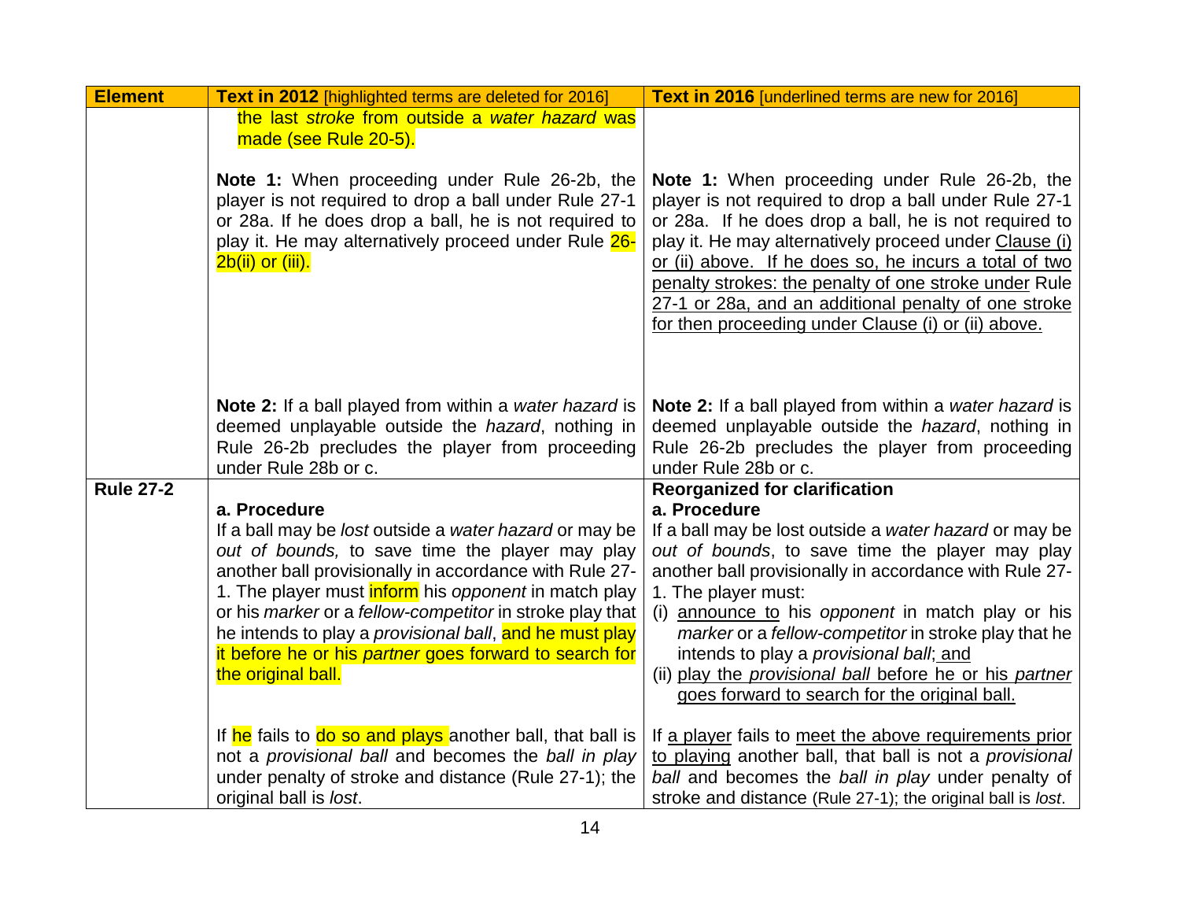| Element | Text in 2012 [highlighted terms are deleted for 2016] | Text in 2016 [underlined terms are new for 2016] |
|---|---|---|
| | the last *stroke* from outside a *water hazard* was made (see Rule 20-5).<br><br>**Note 1:** When proceeding under Rule 26-2b, the player is not required to drop a ball under Rule 27-1 or 28a. If he does drop a ball, he is not required to play it. He may alternatively proceed under Rule 26-2b(ii) or (iii).<br><br>**Note 2:** If a ball played from within a *water hazard* is deemed unplayable outside the *hazard*, nothing in Rule 26-2b precludes the player from proceeding under Rule 28b or c. | **Note 1:** When proceeding under Rule 26-2b, the player is not required to drop a ball under Rule 27-1 or 28a. If he does drop a ball, he is not required to play it. He may alternatively proceed under Clause (i) or (ii) above. If he does so, he incurs a total of two penalty strokes: the penalty of one stroke under Rule 27-1 or 28a, and an additional penalty of one stroke for then proceeding under Clause (i) or (ii) above.<br><br>**Note 2:** If a ball played from within a *water hazard* is deemed unplayable outside the *hazard*, nothing in Rule 26-2b precludes the player from proceeding under Rule 28b or c. |
| **Rule 27-2** | **a. Procedure**<br>If a ball may be *lost* outside a *water hazard* or may be *out of bounds,* to save time the player may play another ball provisionally in accordance with Rule 27-1. The player must inform his *opponent* in match play or his *marker* or a *fellow-competitor* in stroke play that he intends to play a *provisional ball*, and he must play it before he or his *partner* goes forward to search for the original ball.<br><br>If he fails to do so and plays another ball, that ball is not a *provisional ball* and becomes the *ball in play* under penalty of stroke and distance (Rule 27-1); the original ball is *lost*. | **Reorganized for clarification**<br>**a. Procedure**<br>If a ball may be lost outside a *water hazard* or may be *out of bounds*, to save time the player may play another ball provisionally in accordance with Rule 27-1. The player must:<br>(i) announce to his *opponent* in match play or his *marker* or a *fellow-competitor* in stroke play that he intends to play a *provisional ball*; and<br>(ii) play the *provisional ball* before he or his *partner* goes forward to search for the original ball.<br><br>If a player fails to meet the above requirements prior to playing another ball, that ball is not a *provisional ball* and becomes the *ball in play* under penalty of stroke and distance (Rule 27-1); the original ball is *lost*. |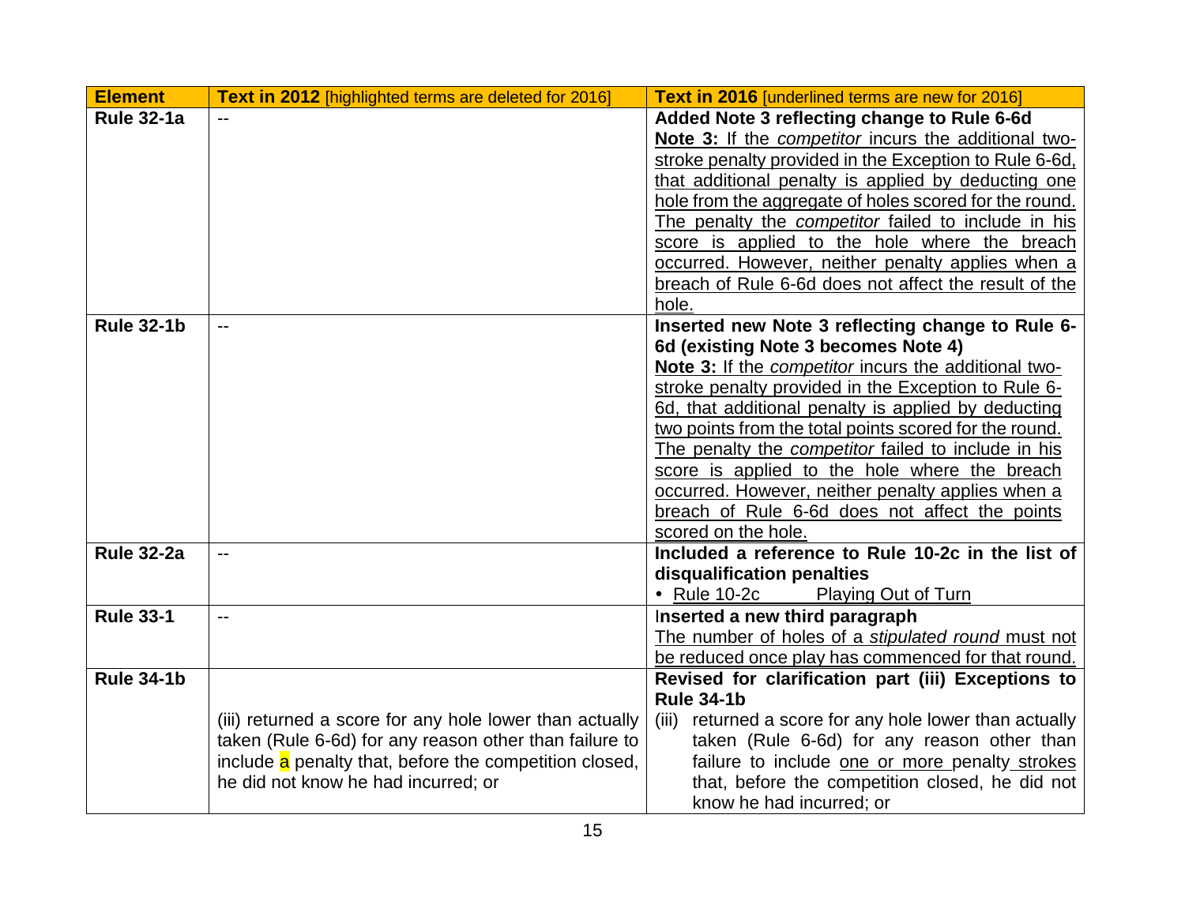| Element | Text in 2012 [highlighted terms are deleted for 2016] | Text in 2016 [underlined terms are new for 2016] |
| --- | --- | --- |
| **Rule 32-1a** | -- | **Added Note 3 reflecting change to Rule 6-6d**<br>**Note 3:** If the *competitor* incurs the additional two-stroke penalty provided in the Exception to Rule 6-6d, that additional penalty is applied by deducting one hole from the aggregate of holes scored for the round. The penalty the *competitor* failed to include in his score is applied to the hole where the breach occurred. However, neither penalty applies when a breach of Rule 6-6d does not affect the result of the hole. |
| **Rule 32-1b** | -- | **Inserted new Note 3 reflecting change to Rule 6-6d (existing Note 3 becomes Note 4)**<br>**Note 3:** If the *competitor* incurs the additional two-stroke penalty provided in the Exception to Rule 6-6d, that additional penalty is applied by deducting two points from the total points scored for the round. The penalty the *competitor* failed to include in his score is applied to the hole where the breach occurred. However, neither penalty applies when a breach of Rule 6-6d does not affect the points scored on the hole. |
| **Rule 32-2a** | -- | **Included a reference to Rule 10-2c in the list of disqualification penalties**<br>• Rule 10-2c Playing Out of Turn |
| **Rule 33-1** | -- | **Inserted a new third paragraph**<br>The number of holes of a *stipulated round* must not be reduced once play has commenced for that round. |
| **Rule 34-1b** | (iii) returned a score for any hole lower than actually taken (Rule 6-6d) for any reason other than failure to include a penalty that, before the competition closed, he did not know he had incurred; or | **Revised for clarification part (iii) Exceptions to Rule 34-1b**<br>(iii) returned a score for any hole lower than actually taken (Rule 6-6d) for any reason other than failure to include one or more penalty strokes that, before the competition closed, he did not know he had incurred; or |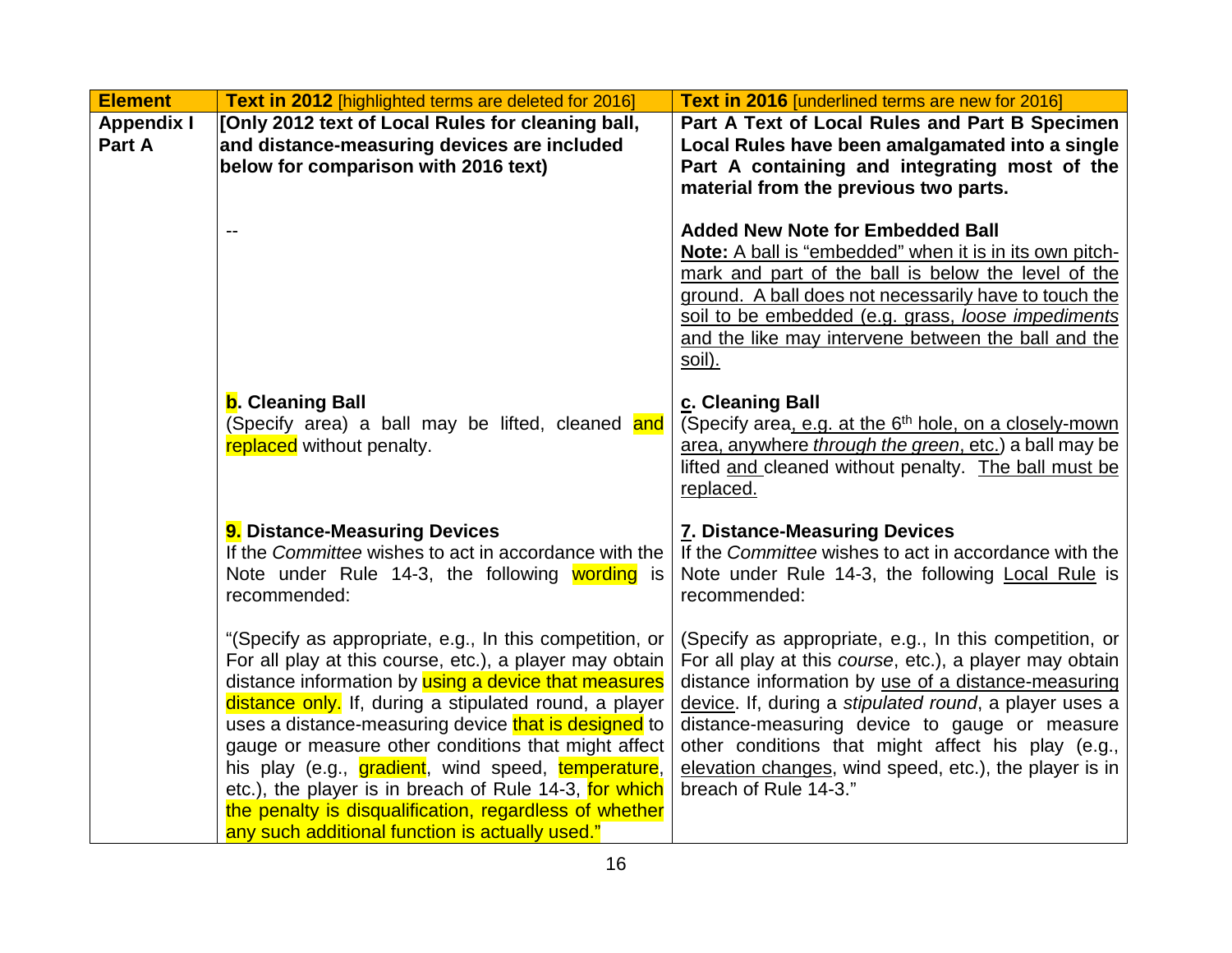| Element | Text in 2012 [highlighted terms are deleted for 2016] | Text in 2016 [underlined terms are new for 2016] |
|---|---|---|
| **Appendix I Part A** | **[Only 2012 text of Local Rules for cleaning ball, and distance-measuring devices are included below for comparison with 2016 text)** | **Part A Text of Local Rules and Part B Specimen Local Rules have been amalgamated into a single Part A containing and integrating most of the material from the previous two parts.** |
| | -- | **Added New Note for Embedded Ball**<br>**Note:** A ball is "embedded" when it is in its own pitch-mark and part of the ball is below the level of the ground. A ball does not necessarily have to touch the soil to be embedded (e.g. grass, *loose impediments* and the like may intervene between the ball and the soil). |
| | **b. Cleaning Ball**<br>(Specify area) a ball may be lifted, cleaned and replaced without penalty. | **c. Cleaning Ball**<br>(Specify area, e.g. at the 6th hole, on a closely-mown area, anywhere *through the green*, etc.) a ball may be lifted and cleaned without penalty. The ball must be replaced. |
| | **9. Distance-Measuring Devices**<br>If the *Committee* wishes to act in accordance with the Note under Rule 14-3, the following wording is recommended:<br><br>"(Specify as appropriate, e.g., In this competition, or For all play at this course, etc.), a player may obtain distance information by using a device that measures distance only. If, during a stipulated round, a player uses a distance-measuring device that is designed to gauge or measure other conditions that might affect his play (e.g., gradient, wind speed, temperature, etc.), the player is in breach of Rule 14-3, for which the penalty is disqualification, regardless of whether any such additional function is actually used." | **7. Distance-Measuring Devices**<br>If the *Committee* wishes to act in accordance with the Note under Rule 14-3, the following Local Rule is recommended:<br><br>(Specify as appropriate, e.g., In this competition, or For all play at this *course*, etc.), a player may obtain distance information by use of a distance-measuring device. If, during a *stipulated round*, a player uses a distance-measuring device to gauge or measure other conditions that might affect his play (e.g., elevation changes, wind speed, etc.), the player is in breach of Rule 14-3." |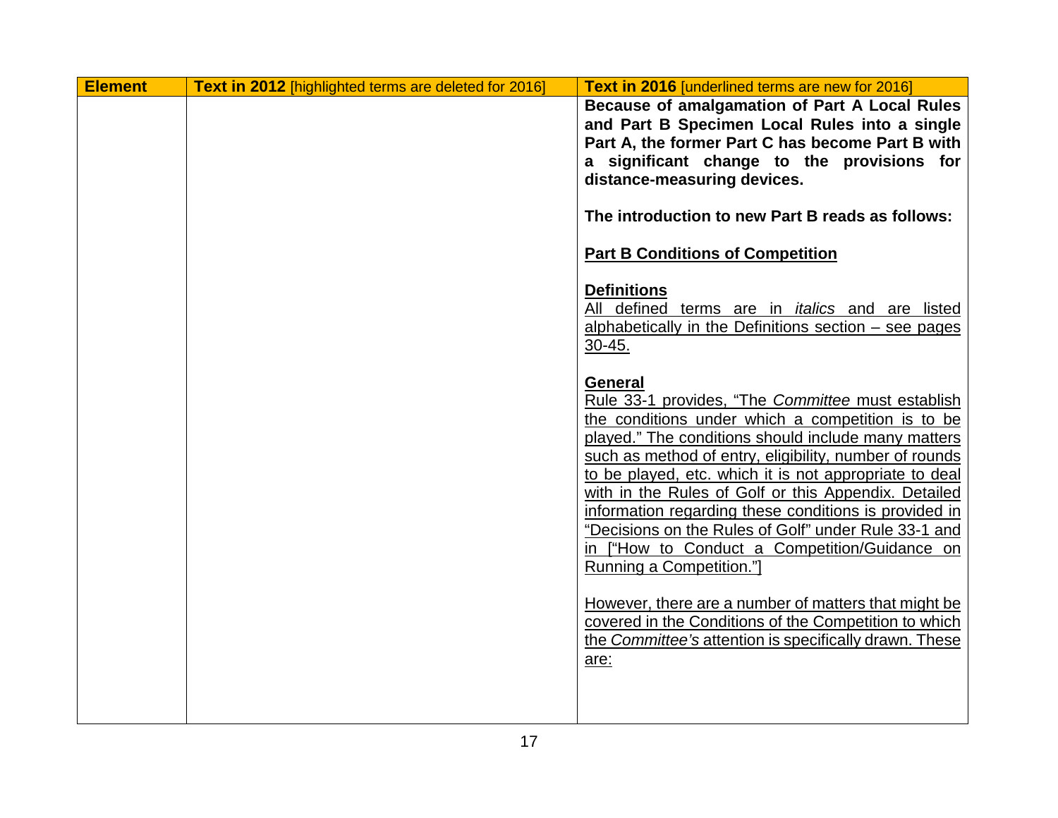| **Element** | **Text in 2012** [highlighted terms are deleted for 2016] | **Text in 2016** [underlined terms are new for 2016] |
|---|---|---|
| | | **Because of amalgamation of Part A Local Rules and Part B Specimen Local Rules into a single Part A, the former Part C has become Part B with a significant change to the provisions for distance-measuring devices.**<br><br>**The introduction to new Part B reads as follows:**<br><br><u>**Part B Conditions of Competition**</u><br><br><u>**Definitions**</u><br><u>All defined terms are in *italics* and are listed alphabetically in the Definitions section – see pages 30-45.</u><br><br><u>**General**</u><br><u>Rule 33-1 provides, "The *Committee* must establish the conditions under which a competition is to be played." The conditions should include many matters such as method of entry, eligibility, number of rounds to be played, etc. which it is not appropriate to deal with in the Rules of Golf or this Appendix. Detailed information regarding these conditions is provided in "Decisions on the Rules of Golf" under Rule 33-1 and in ["How to Conduct a Competition/Guidance on Running a Competition."]</u><br><br><u>However, there are a number of matters that might be covered in the Conditions of the Competition to which the *Committee's* attention is specifically drawn. These are:</u> |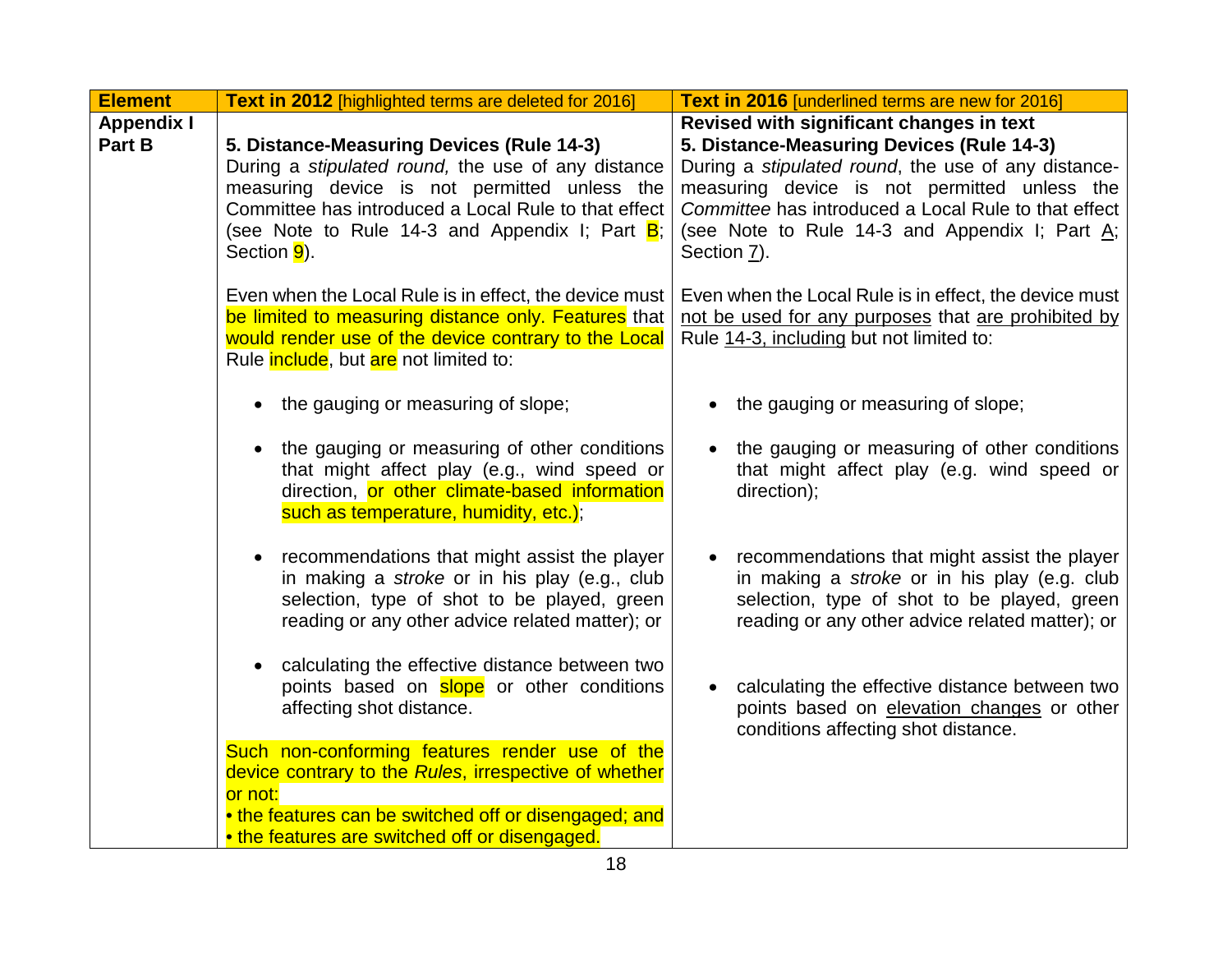| Element | Text in 2012 [highlighted terms are deleted for 2016] | Text in 2016 [underlined terms are new for 2016] |
|---|---|---|
| **Appendix I Part B** | **5. Distance-Measuring Devices (Rule 14-3)**<br>During a *stipulated round,* the use of any distance measuring device is not permitted unless the Committee has introduced a Local Rule to that effect (see Note to Rule 14-3 and Appendix I; Part B; Section 9).<br><br>Even when the Local Rule is in effect, the device must be limited to measuring distance only. Features that would render use of the device contrary to the Local Rule include, but are not limited to:<br><br>• the gauging or measuring of slope;<br><br>• the gauging or measuring of other conditions that might affect play (e.g., wind speed or direction, or other climate-based information such as temperature, humidity, etc.);<br><br>• recommendations that might assist the player in making a *stroke* or in his play (e.g., club selection, type of shot to be played, green reading or any other advice related matter); or<br><br>• calculating the effective distance between two points based on slope or other conditions affecting shot distance.<br><br>Such non-conforming features render use of the device contrary to the *Rules*, irrespective of whether or not:<br>• the features can be switched off or disengaged; and<br>• the features are switched off or disengaged. | **Revised with significant changes in text**<br>**5. Distance-Measuring Devices (Rule 14-3)**<br>During a *stipulated round*, the use of any distance-measuring device is not permitted unless the *Committee* has introduced a Local Rule to that effect (see Note to Rule 14-3 and Appendix I; Part A; Section 7).<br><br>Even when the Local Rule is in effect, the device must not be used for any purposes that are prohibited by Rule 14-3, including but not limited to:<br><br>• the gauging or measuring of slope;<br><br>• the gauging or measuring of other conditions that might affect play (e.g. wind speed or direction);<br><br>• recommendations that might assist the player in making a *stroke* or in his play (e.g. club selection, type of shot to be played, green reading or any other advice related matter); or<br><br>• calculating the effective distance between two points based on elevation changes or other conditions affecting shot distance. |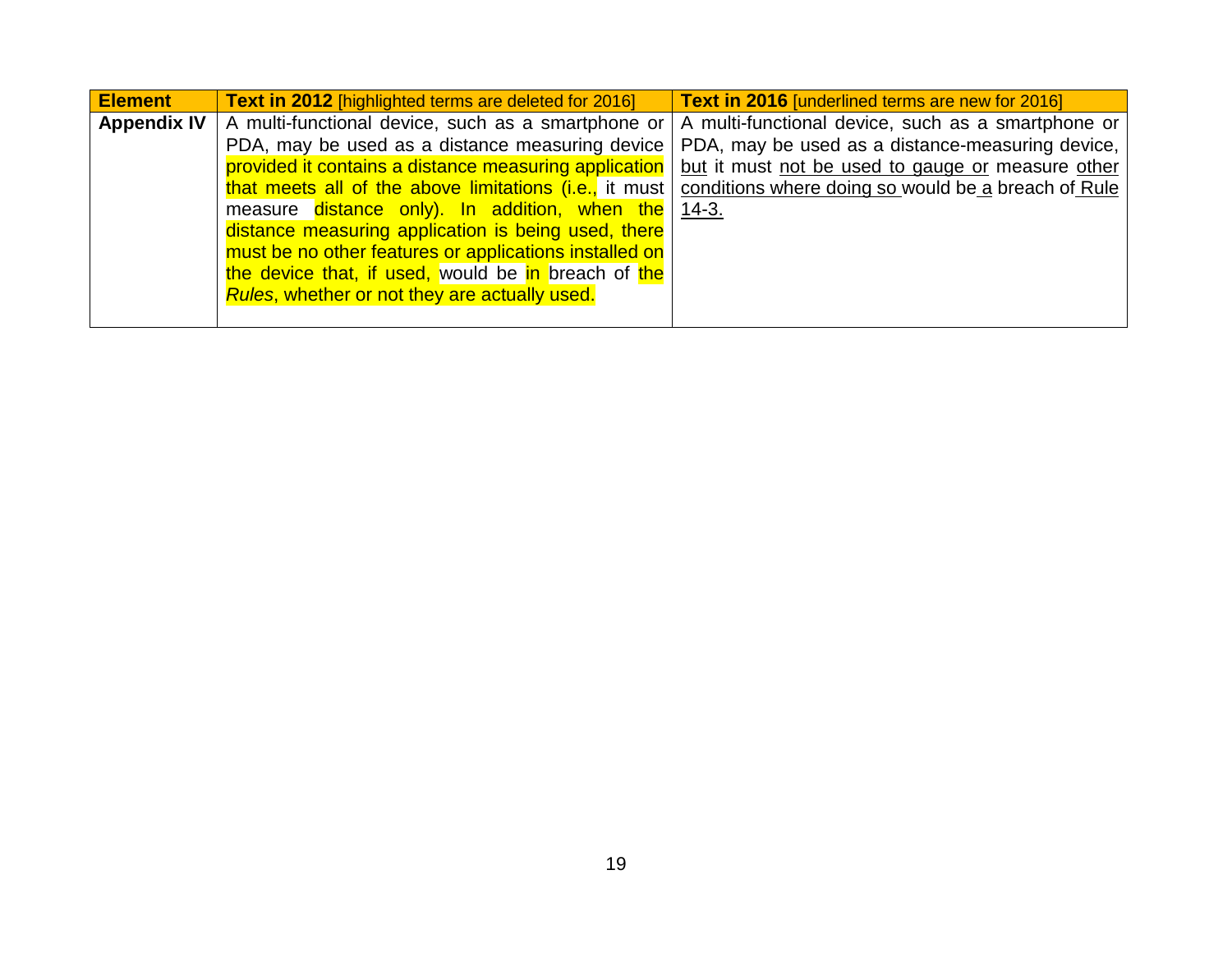| Element | Text in 2012 [highlighted terms are deleted for 2016] | Text in 2016 [underlined terms are new for 2016] |
|---|---|---|
| **Appendix IV** | A multi-functional device, such as a smartphone or PDA, may be used as a distance measuring device provided it contains a distance measuring application that meets all of the above limitations (i.e., it must measure distance only). In addition, when the distance measuring application is being used, there must be no other features or applications installed on the device that, if used, would be in breach of the *Rules*, whether or not they are actually used. | A multi-functional device, such as a smartphone or PDA, may be used as a distance-measuring device, but it must not be used to gauge or measure other conditions where doing so would be a breach of Rule 14-3. |